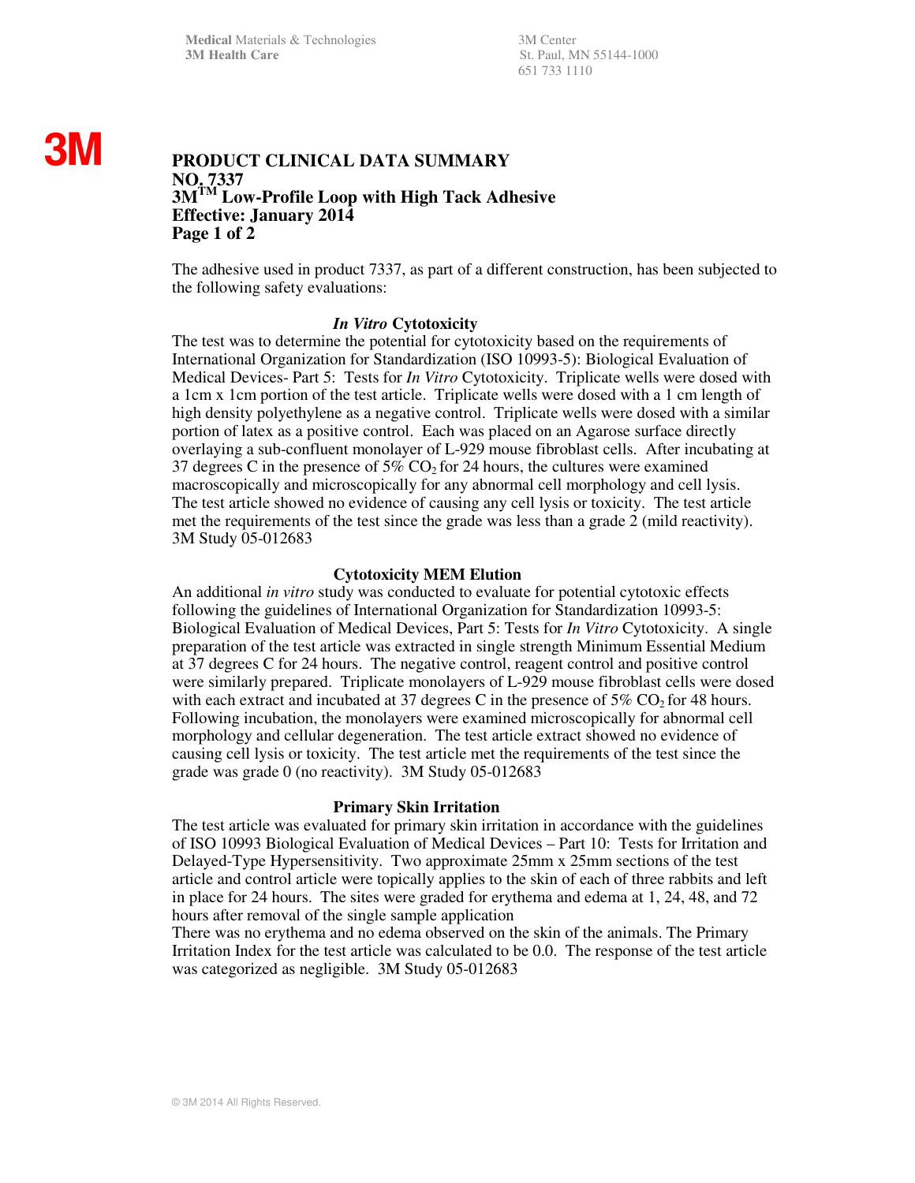Medical Materials & Technologies
3M Health Care

3M Center
St. Paul, MN 55144-1000
651 733 1110

3M

# PRODUCT CLINICAL DATA SUMMARY
# NO. 7337
# 3M™ Low-Profile Loop with High Tack Adhesive
# Effective: January 2014

The adhesive used in product 7337, as part of a different construction, has been subjected to the following safety evaluations:

### *In Vitro* Cytotoxicity

The test was to determine the potential for cytotoxicity based on the requirements of International Organization for Standardization (ISO 10993-5): Biological Evaluation of Medical Devices- Part 5: Tests for *In Vitro* Cytotoxicity. Triplicate wells were dosed with a 1cm x 1cm portion of the test article. Triplicate wells were dosed with a 1 cm length of high density polyethylene as a negative control. Triplicate wells were dosed with a similar portion of latex as a positive control. Each was placed on an Agarose surface directly overlaying a sub-confluent monolayer of L-929 mouse fibroblast cells. After incubating at 37 degrees C in the presence of 5% $CO_2$ for 24 hours, the cultures were examined macroscopically and microscopically for any abnormal cell morphology and cell lysis. The test article showed no evidence of causing any cell lysis or toxicity. The test article met the requirements of the test since the grade was less than a grade 2 (mild reactivity). 3M Study 05-012683

### Cytotoxicity MEM Elution

An additional *in vitro* study was conducted to evaluate for potential cytotoxic effects following the guidelines of International Organization for Standardization 10993-5: Biological Evaluation of Medical Devices, Part 5: Tests for *In Vitro* Cytotoxicity. A single preparation of the test article was extracted in single strength Minimum Essential Medium at 37 degrees C for 24 hours. The negative control, reagent control and positive control were similarly prepared. Triplicate monolayers of L-929 mouse fibroblast cells were dosed with each extract and incubated at 37 degrees C in the presence of 5% $CO_2$ for 48 hours. Following incubation, the monolayers were examined microscopically for abnormal cell morphology and cellular degeneration. The test article extract showed no evidence of causing cell lysis or toxicity. The test article met the requirements of the test since the grade was grade 0 (no reactivity). 3M Study 05-012683

### Primary Skin Irritation

The test article was evaluated for primary skin irritation in accordance with the guidelines of ISO 10993 Biological Evaluation of Medical Devices – Part 10: Tests for Irritation and Delayed-Type Hypersensitivity. Two approximate 25mm x 25mm sections of the test article and control article were topically applies to the skin of each of three rabbits and left in place for 24 hours. The sites were graded for erythema and edema at 1, 24, 48, and 72 hours after removal of the single sample application
There was no erythema and no edema observed on the skin of the animals. The Primary Irritation Index for the test article was calculated to be 0.0. The response of the test article was categorized as negligible. 3M Study 05-012683

© 3M 2014 All Rights Reserved.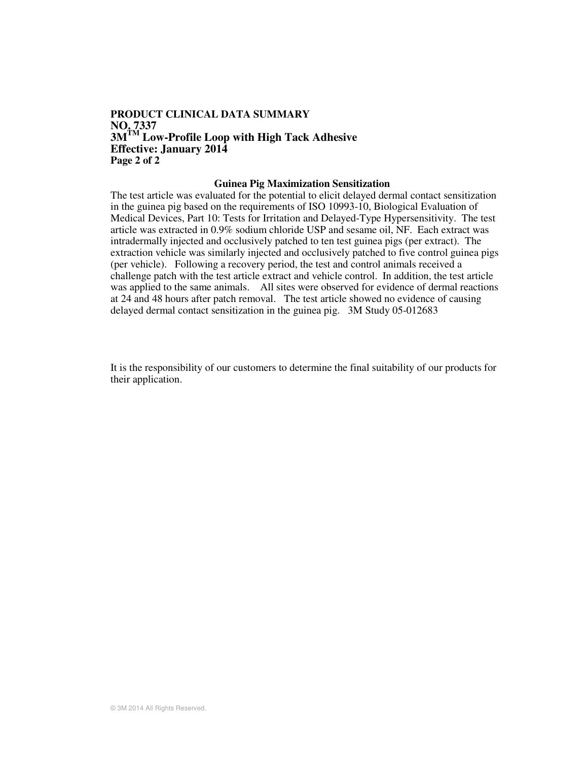**PRODUCT CLINICAL DATA SUMMARY**
**NO. 7337**
**3M™ Low-Profile Loop with High Tack Adhesive**
**Effective: January 2014**

## Guinea Pig Maximization Sensitization

The test article was evaluated for the potential to elicit delayed dermal contact sensitization in the guinea pig based on the requirements of ISO 10993-10, Biological Evaluation of Medical Devices, Part 10: Tests for Irritation and Delayed-Type Hypersensitivity. The test article was extracted in 0.9% sodium chloride USP and sesame oil, NF. Each extract was intradermally injected and occlusively patched to ten test guinea pigs (per extract). The extraction vehicle was similarly injected and occlusively patched to five control guinea pigs (per vehicle). Following a recovery period, the test and control animals received a challenge patch with the test article extract and vehicle control. In addition, the test article was applied to the same animals. All sites were observed for evidence of dermal reactions at 24 and 48 hours after patch removal. The test article showed no evidence of causing delayed dermal contact sensitization in the guinea pig. 3M Study 05-012683

It is the responsibility of our customers to determine the final suitability of our products for their application.

© 3M 2014 All Rights Reserved.